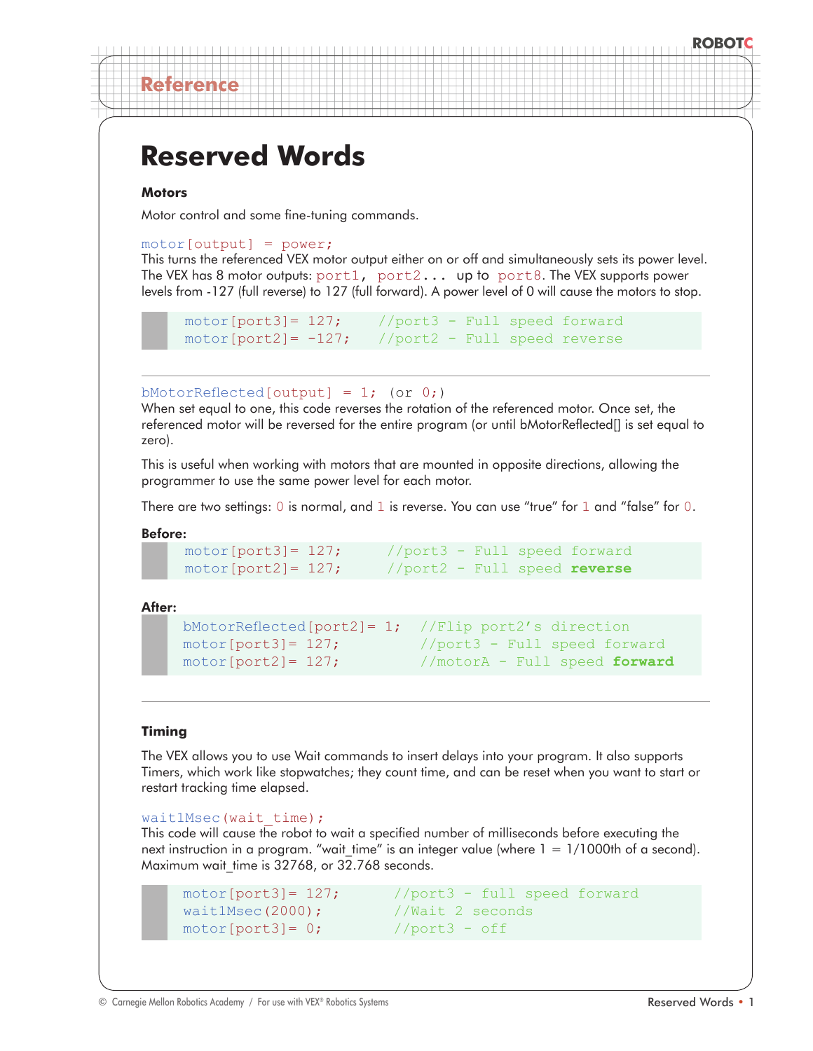## Reference

# Reserved Words

### Motors

Motor control and some fine-tuning commands.

`motor[output] = power;`

This turns the referenced VEX motor output either on or off and simultaneously sets its power level. The VEX has 8 motor outputs: `port1`, `port2...` up to `port8`. The VEX supports power levels from -127 (full reverse) to 127 (full forward). A power level of 0 will cause the motors to stop.

```
motor[port3]= 127;     //port3 - Full speed forward
motor[port2]= -127;    //port2 - Full speed reverse
```

---

`bMotorReflected[output] = 1;  (or 0;)`

When set equal to one, this code reverses the rotation of the referenced motor. Once set, the referenced motor will be reversed for the entire program (or until bMotorReflected[] is set equal to zero).

This is useful when working with motors that are mounted in opposite directions, allowing the programmer to use the same power level for each motor.

There are two settings: `0` is normal, and `1` is reverse. You can use "true" for `1` and "false" for `0`.

**Before:**

```
motor[port3]= 127;     //port3 - Full speed forward
motor[port2]= 127;     //port2 - Full speed reverse
```

**After:**

```
bMotorReflected[port2]= 1;  //Flip port2's direction
motor[port3]= 127;          //port3 - Full speed forward
motor[port2]= 127;          //motorA - Full speed forward
```

---

### Timing

The VEX allows you to use Wait commands to insert delays into your program. It also supports Timers, which work like stopwatches; they count time, and can be reset when you want to start or restart tracking time elapsed.

`wait1Msec(wait_time);`

This code will cause the robot to wait a specified number of milliseconds before executing the next instruction in a program. "wait_time" is an integer value (where 1 = 1/1000th of a second). Maximum wait_time is 32768, or 32.768 seconds.

```
motor[port3]= 127;       //port3 - full speed forward
wait1Msec(2000);         //Wait 2 seconds
motor[port3]= 0;         //port3 - off
```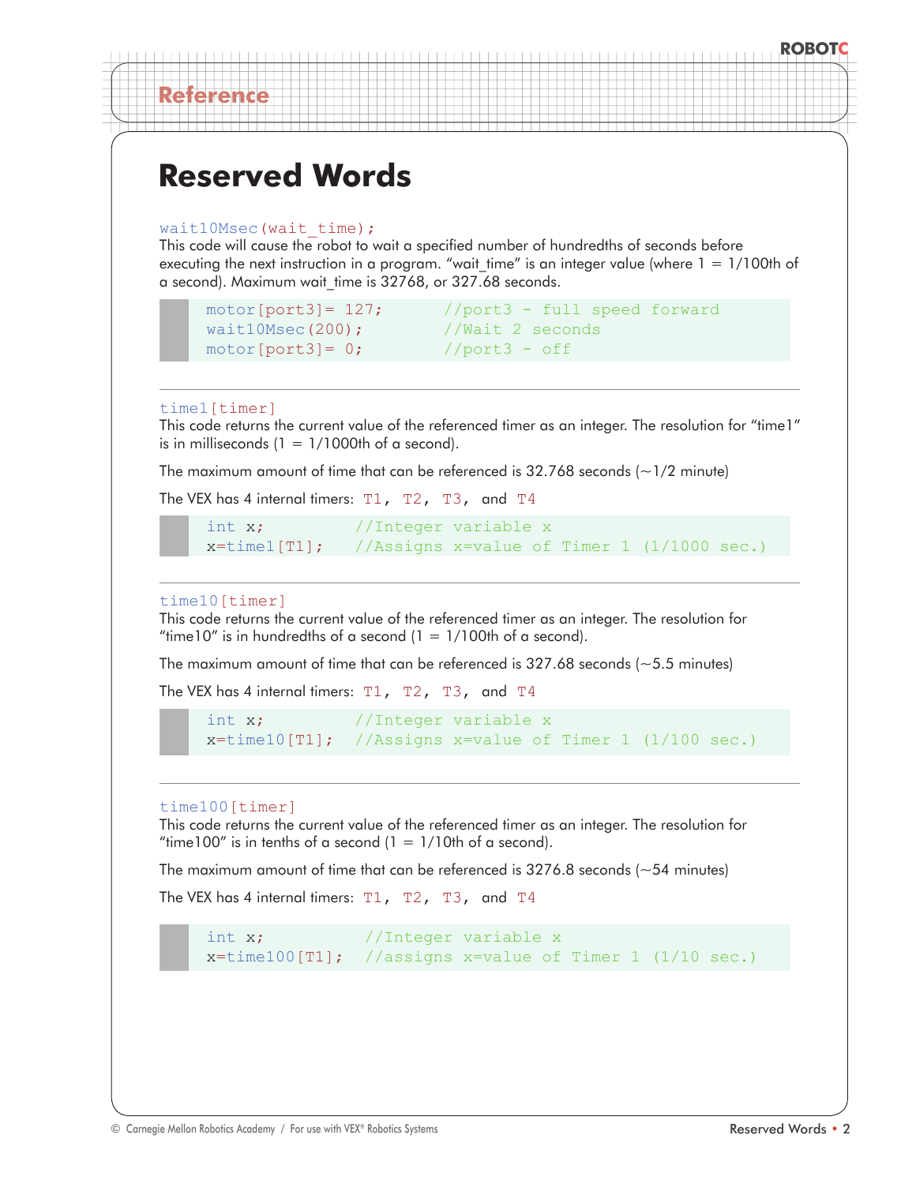## Reference

# Reserved Words

`wait10Msec(wait_time);`

This code will cause the robot to wait a specified number of hundredths of seconds before executing the next instruction in a program. "wait_time" is an integer value (where 1 = 1/100th of a second). Maximum wait_time is 32768, or 327.68 seconds.

```
motor[port3]= 127;      //port3 - full speed forward
wait10Msec(200);        //Wait 2 seconds
motor[port3]= 0;        //port3 - off
```

---

`time1[timer]`

This code returns the current value of the referenced timer as an integer. The resolution for "time1" is in milliseconds (1 = 1/1000th of a second).

The maximum amount of time that can be referenced is 32.768 seconds (~1/2 minute)

The VEX has 4 internal timers: `T1`, `T2`, `T3`, and `T4`

```
int x;          //Integer variable x
x=time1[T1];    //Assigns x=value of Timer 1 (1/1000 sec.)
```

---

`time10[timer]`

This code returns the current value of the referenced timer as an integer. The resolution for "time10" is in hundredths of a second (1 = 1/100th of a second).

The maximum amount of time that can be referenced is 327.68 seconds (~5.5 minutes)

The VEX has 4 internal timers: `T1`, `T2`, `T3`, and `T4`

```
int x;          //Integer variable x
x=time10[T1];   //Assigns x=value of Timer 1 (1/100 sec.)
```

---

`time100[timer]`

This code returns the current value of the referenced timer as an integer. The resolution for "time100" is in tenths of a second (1 = 1/10th of a second).

The maximum amount of time that can be referenced is 3276.8 seconds (~54 minutes)

The VEX has 4 internal timers: `T1`, `T2`, `T3`, and `T4`

```
int x;           //Integer variable x
x=time100[T1];   //assigns x=value of Timer 1 (1/10 sec.)
```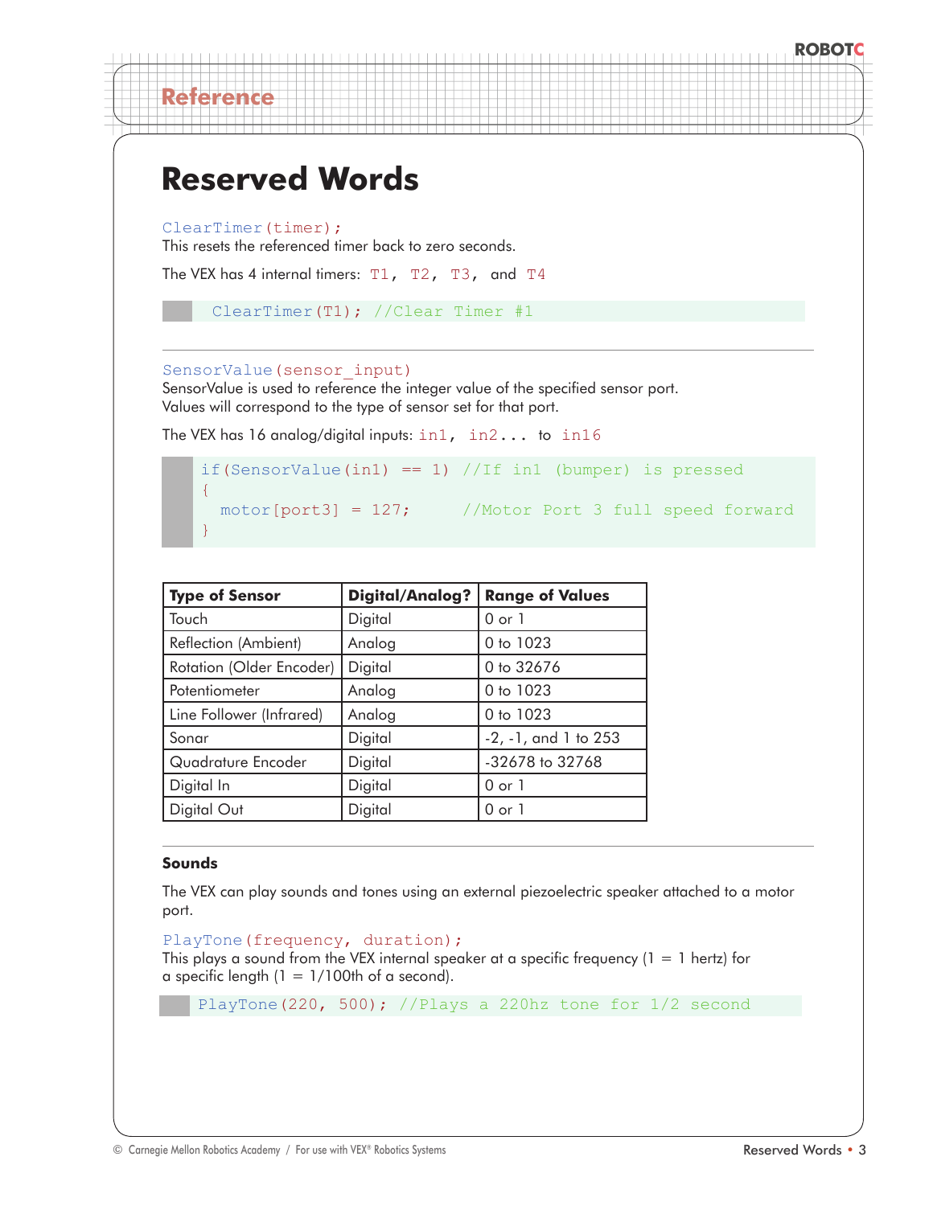# Reserved Words

`ClearTimer(timer);`
This resets the referenced timer back to zero seconds.

The VEX has 4 internal timers: `T1`, `T2`, `T3`, and `T4`

```
ClearTimer(T1); //Clear Timer #1
```

---

`SensorValue(sensor_input)`
SensorValue is used to reference the integer value of the specified sensor port. Values will correspond to the type of sensor set for that port.

The VEX has 16 analog/digital inputs: `in1`, `in2...` to `in16`

```
if(SensorValue(in1) == 1) //If in1 (bumper) is pressed
{
  motor[port3] = 127;      //Motor Port 3 full speed forward
}
```

| Type of Sensor | Digital/Analog? | Range of Values |
|---|---|---|
| Touch | Digital | 0 or 1 |
| Reflection (Ambient) | Analog | 0 to 1023 |
| Rotation (Older Encoder) | Digital | 0 to 32676 |
| Potentiometer | Analog | 0 to 1023 |
| Line Follower (Infrared) | Analog | 0 to 1023 |
| Sonar | Digital | -2, -1, and 1 to 253 |
| Quadrature Encoder | Digital | -32678 to 32768 |
| Digital In | Digital | 0 or 1 |
| Digital Out | Digital | 0 or 1 |

---

**Sounds**

The VEX can play sounds and tones using an external piezoelectric speaker attached to a motor port.

`PlayTone(frequency, duration);`
This plays a sound from the VEX internal speaker at a specific frequency (1 = 1 hertz) for a specific length (1 = 1/100th of a second).

```
PlayTone(220, 500); //Plays a 220hz tone for 1/2 second
```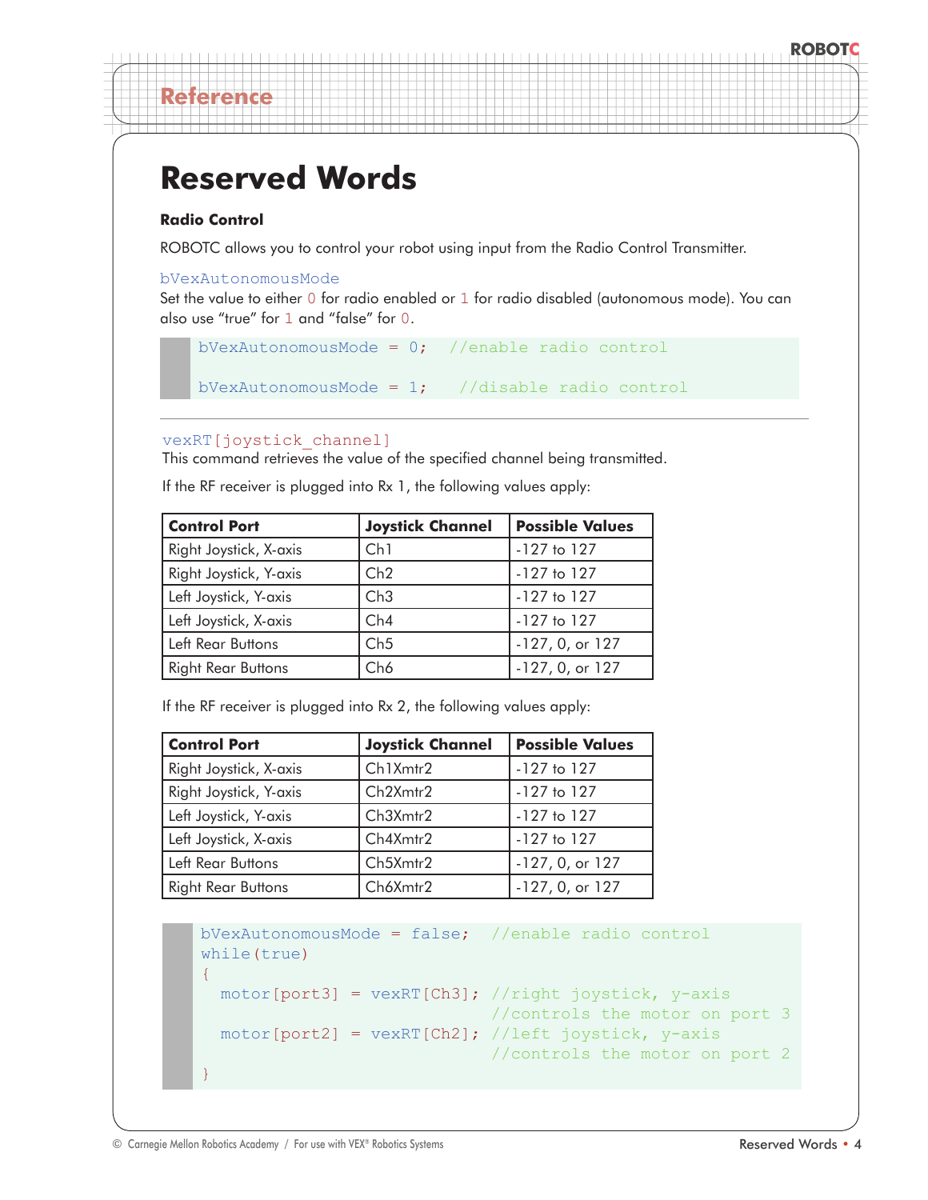## Reference

# Reserved Words

**Radio Control**

ROBOTC allows you to control your robot using input from the Radio Control Transmitter.

bVexAutonomousMode

Set the value to either 0 for radio enabled or 1 for radio disabled (autonomous mode). You can also use "true" for 1 and "false" for 0.

```
bVexAutonomousMode = 0;  //enable radio control

bVexAutonomousMode = 1;   //disable radio control
```

---

vexRT[joystick_channel]

This command retrieves the value of the specified channel being transmitted.

If the RF receiver is plugged into Rx 1, the following values apply:

| Control Port | Joystick Channel | Possible Values |
|---|---|---|
| Right Joystick, X-axis | Ch1 | -127 to 127 |
| Right Joystick, Y-axis | Ch2 | -127 to 127 |
| Left Joystick, Y-axis | Ch3 | -127 to 127 |
| Left Joystick, X-axis | Ch4 | -127 to 127 |
| Left Rear Buttons | Ch5 | -127, 0, or 127 |
| Right Rear Buttons | Ch6 | -127, 0, or 127 |

If the RF receiver is plugged into Rx 2, the following values apply:

| Control Port | Joystick Channel | Possible Values |
|---|---|---|
| Right Joystick, X-axis | Ch1Xmtr2 | -127 to 127 |
| Right Joystick, Y-axis | Ch2Xmtr2 | -127 to 127 |
| Left Joystick, Y-axis | Ch3Xmtr2 | -127 to 127 |
| Left Joystick, X-axis | Ch4Xmtr2 | -127 to 127 |
| Left Rear Buttons | Ch5Xmtr2 | -127, 0, or 127 |
| Right Rear Buttons | Ch6Xmtr2 | -127, 0, or 127 |

```
bVexAutonomousMode = false;  //enable radio control
while(true)
{
  motor[port3] = vexRT[Ch3]; //right joystick, y-axis
                             //controls the motor on port 3
  motor[port2] = vexRT[Ch2]; //left joystick, y-axis
                             //controls the motor on port 2
}
```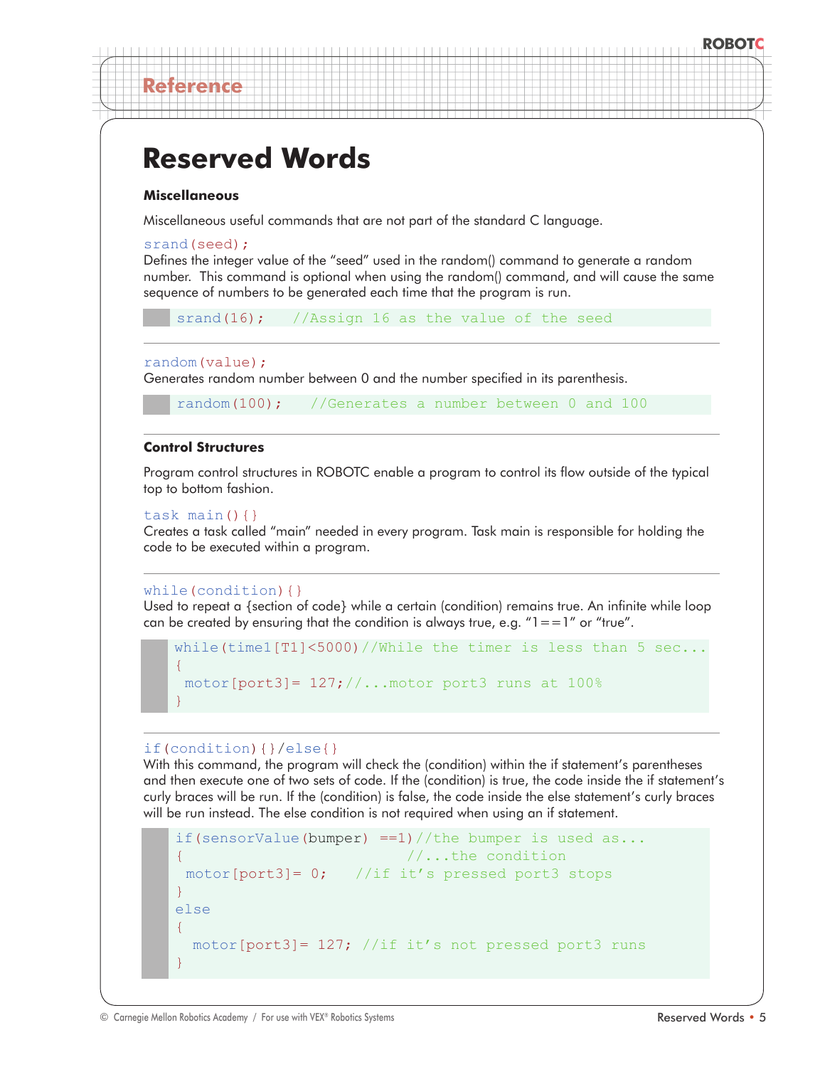## Reference

# Reserved Words

### Miscellaneous

Miscellaneous useful commands that are not part of the standard C language.

`srand(seed);`
Defines the integer value of the "seed" used in the random() command to generate a random number. This command is optional when using the random() command, and will cause the same sequence of numbers to be generated each time that the program is run.

```
srand(16);    //Assign 16 as the value of the seed
```

---

`random(value);`
Generates random number between 0 and the number specified in its parenthesis.

```
random(100);    //Generates a number between 0 and 100
```

---

### Control Structures

Program control structures in ROBOTC enable a program to control its flow outside of the typical top to bottom fashion.

`task main(){}`
Creates a task called "main" needed in every program. Task main is responsible for holding the code to be executed within a program.

---

`while(condition){}`
Used to repeat a {section of code} while a certain (condition) remains true. An infinite while loop can be created by ensuring that the condition is always true, e.g. "1==1" or "true".

```
while(time1[T1]<5000)//While the timer is less than 5 sec...
{
 motor[port3]= 127;//...motor port3 runs at 100%
}
```

---

`if(condition){}/else{}`
With this command, the program will check the (condition) within the if statement's parentheses and then execute one of two sets of code. If the (condition) is true, the code inside the if statement's curly braces will be run. If the (condition) is false, the code inside the else statement's curly braces will be run instead. The else condition is not required when using an if statement.

```
if(sensorValue(bumper) ==1)//the bumper is used as...
{                          //...the condition
 motor[port3]= 0;   //if it's pressed port3 stops
}
else
{
  motor[port3]= 127; //if it's not pressed port3 runs
}
```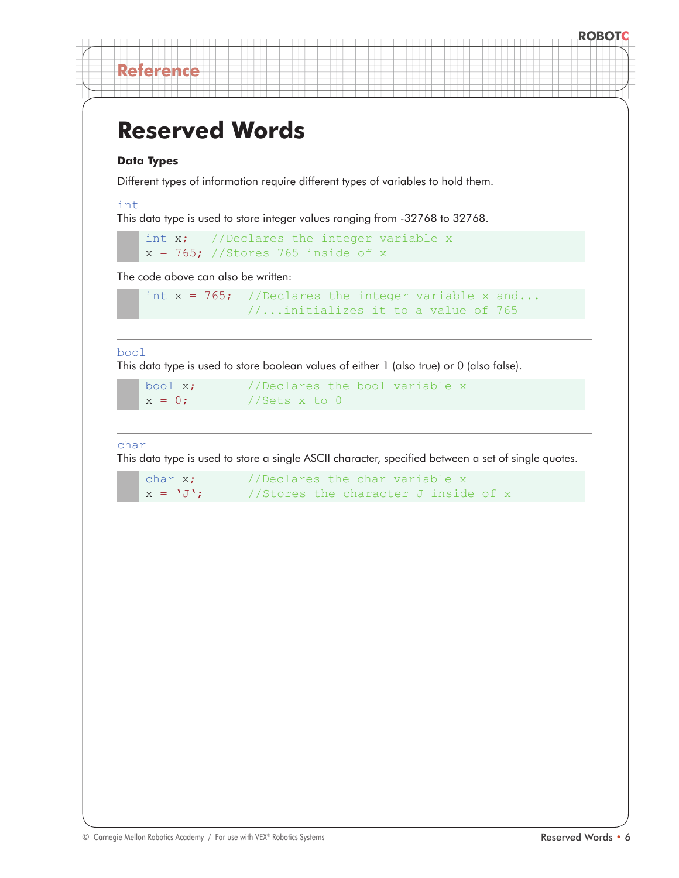# Reserved Words

### Data Types

Different types of information require different types of variables to hold them.

`int`

This data type is used to store integer values ranging from -32768 to 32768.

```
int x;   //Declares the integer variable x
x = 765; //Stores 765 inside of x
```

The code above can also be written:

```
int x = 765;  //Declares the integer variable x and...
              //...initializes it to a value of 765
```

---

`bool`

This data type is used to store boolean values of either 1 (also true) or 0 (also false).

```
bool x;       //Declares the bool variable x
x = 0;        //Sets x to 0
```

---

`char`

This data type is used to store a single ASCII character, specified between a set of single quotes.

```
char x;       //Declares the char variable x
x = 'J';      //Stores the character J inside of x
```